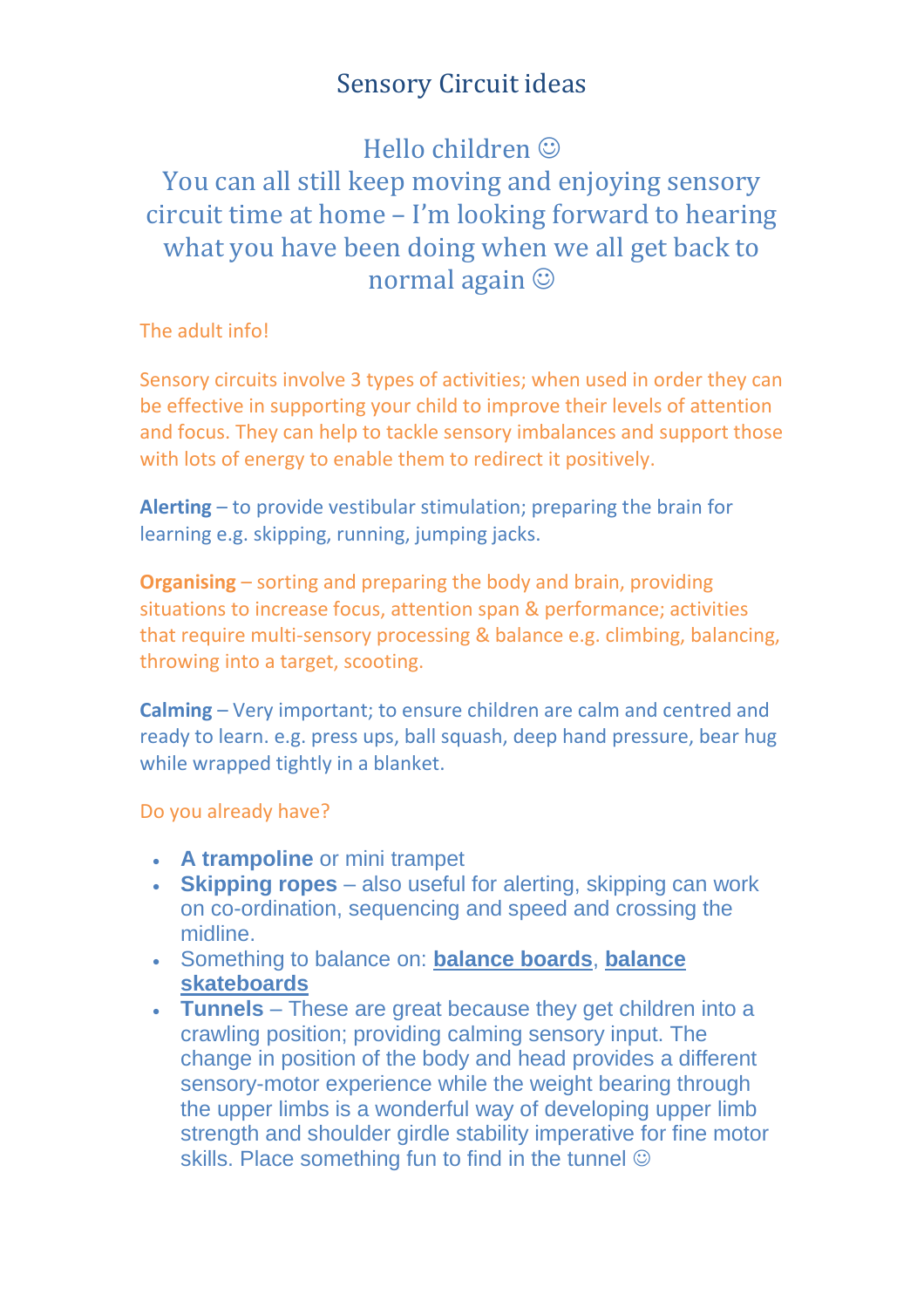# Sensory Circuit ideas

## Hello children ☺
## You can all still keep moving and enjoying sensory circuit time at home – I'm looking forward to hearing what you have been doing when we all get back to normal again ☺

The adult info!

Sensory circuits involve 3 types of activities; when used in order they can be effective in supporting your child to improve their levels of attention and focus. They can help to tackle sensory imbalances and support those with lots of energy to enable them to redirect it positively.

**Alerting** – to provide vestibular stimulation; preparing the brain for learning e.g. skipping, running, jumping jacks.

**Organising** – sorting and preparing the body and brain, providing situations to increase focus, attention span & performance; activities that require multi-sensory processing & balance e.g. climbing, balancing, throwing into a target, scooting.

**Calming** – Very important; to ensure children are calm and centred and ready to learn. e.g. press ups, ball squash, deep hand pressure, bear hug while wrapped tightly in a blanket.

Do you already have?

- **A trampoline** or mini trampet
- **Skipping ropes** – also useful for alerting, skipping can work on co-ordination, sequencing and speed and crossing the midline.
- Something to balance on: **balance boards**, **balance skateboards**
- **Tunnels** – These are great because they get children into a crawling position; providing calming sensory input. The change in position of the body and head provides a different sensory-motor experience while the weight bearing through the upper limbs is a wonderful way of developing upper limb strength and shoulder girdle stability imperative for fine motor skills. Place something fun to find in the tunnel ☺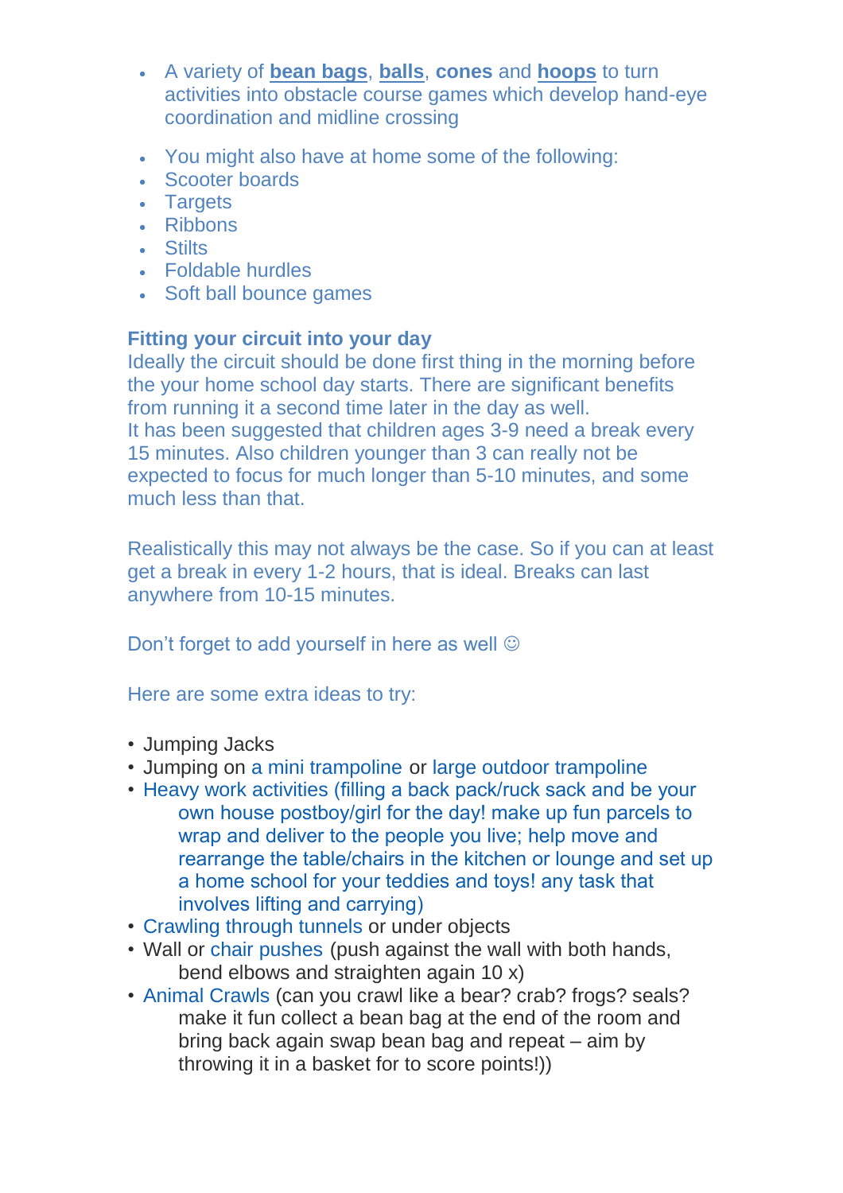- A variety of **bean bags**, **balls**, **cones** and **hoops** to turn activities into obstacle course games which develop hand-eye coordination and midline crossing

- You might also have at home some of the following:
- Scooter boards
- Targets
- Ribbons
- Stilts
- Foldable hurdles
- Soft ball bounce games

**Fitting your circuit into your day**

Ideally the circuit should be done first thing in the morning before the your home school day starts. There are significant benefits from running it a second time later in the day as well.

It has been suggested that children ages 3-9 need a break every 15 minutes. Also children younger than 3 can really not be expected to focus for much longer than 5-10 minutes, and some much less than that.

Realistically this may not always be the case. So if you can at least get a break in every 1-2 hours, that is ideal. Breaks can last anywhere from 10-15 minutes.

Don't forget to add yourself in here as well ☺

Here are some extra ideas to try:

- Jumping Jacks
- Jumping on a mini trampoline or large outdoor trampoline
- Heavy work activities (filling a back pack/ruck sack and be your own house postboy/girl for the day! make up fun parcels to wrap and deliver to the people you live; help move and rearrange the table/chairs in the kitchen or lounge and set up a home school for your teddies and toys! any task that involves lifting and carrying)
- Crawling through tunnels or under objects
- Wall or chair pushes (push against the wall with both hands, bend elbows and straighten again 10 x)
- Animal Crawls (can you crawl like a bear? crab? frogs? seals? make it fun collect a bean bag at the end of the room and bring back again swap bean bag and repeat – aim by throwing it in a basket for to score points!))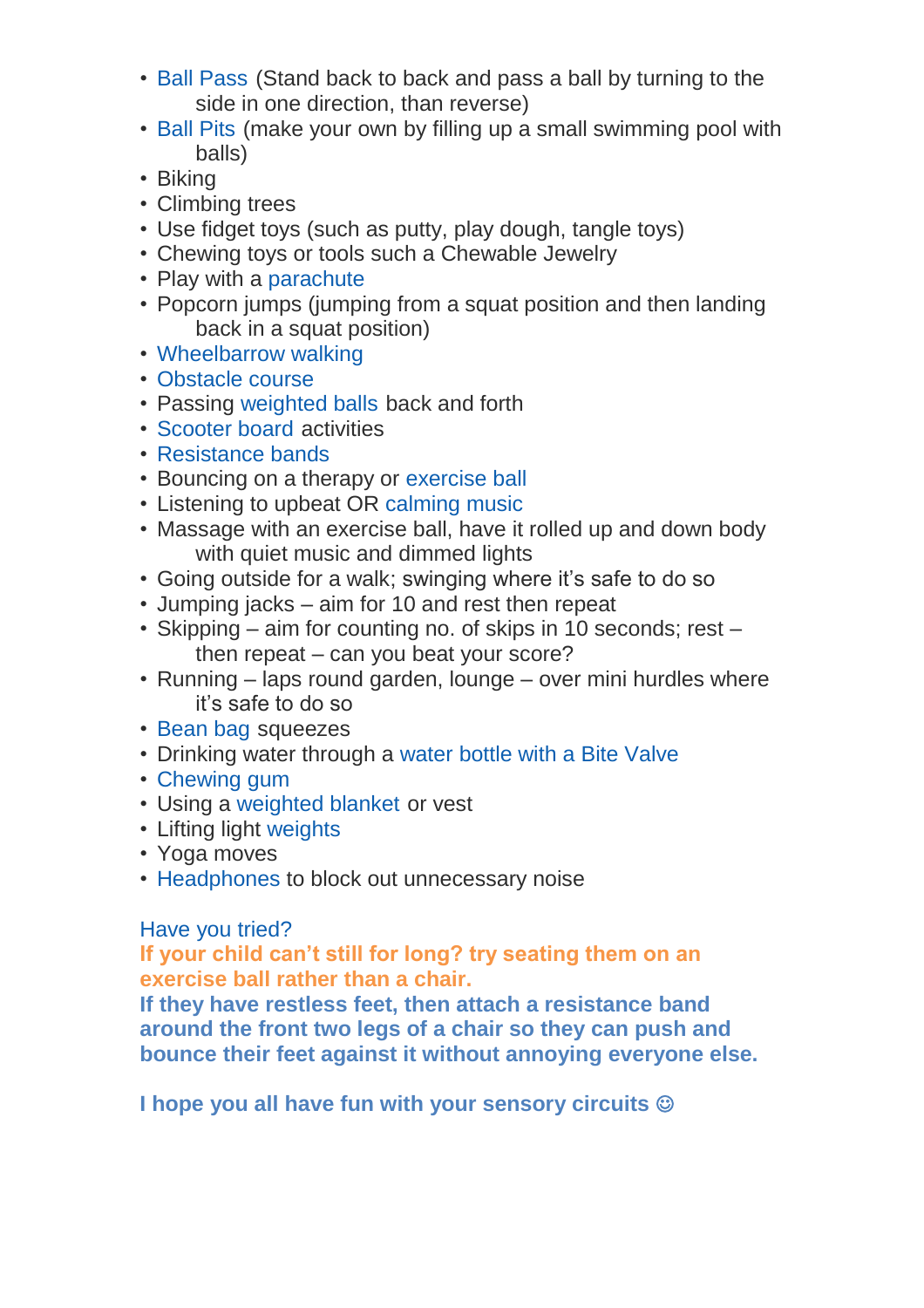- Ball Pass (Stand back to back and pass a ball by turning to the side in one direction, than reverse)
- Ball Pits (make your own by filling up a small swimming pool with balls)
- Biking
- Climbing trees
- Use fidget toys (such as putty, play dough, tangle toys)
- Chewing toys or tools such a Chewable Jewelry
- Play with a parachute
- Popcorn jumps (jumping from a squat position and then landing back in a squat position)
- Wheelbarrow walking
- Obstacle course
- Passing weighted balls back and forth
- Scooter board activities
- Resistance bands
- Bouncing on a therapy or exercise ball
- Listening to upbeat OR calming music
- Massage with an exercise ball, have it rolled up and down body with quiet music and dimmed lights
- Going outside for a walk; swinging where it's safe to do so
- Jumping jacks – aim for 10 and rest then repeat
- Skipping – aim for counting no. of skips in 10 seconds; rest – then repeat – can you beat your score?
- Running – laps round garden, lounge – over mini hurdles where it's safe to do so
- Bean bag squeezes
- Drinking water through a water bottle with a Bite Valve
- Chewing gum
- Using a weighted blanket or vest
- Lifting light weights
- Yoga moves
- Headphones to block out unnecessary noise

Have you tried?

**If your child can't still for long? try seating them on an exercise ball rather than a chair.**

**If they have restless feet, then attach a resistance band around the front two legs of a chair so they can push and bounce their feet against it without annoying everyone else.**

**I hope you all have fun with your sensory circuits ☺**